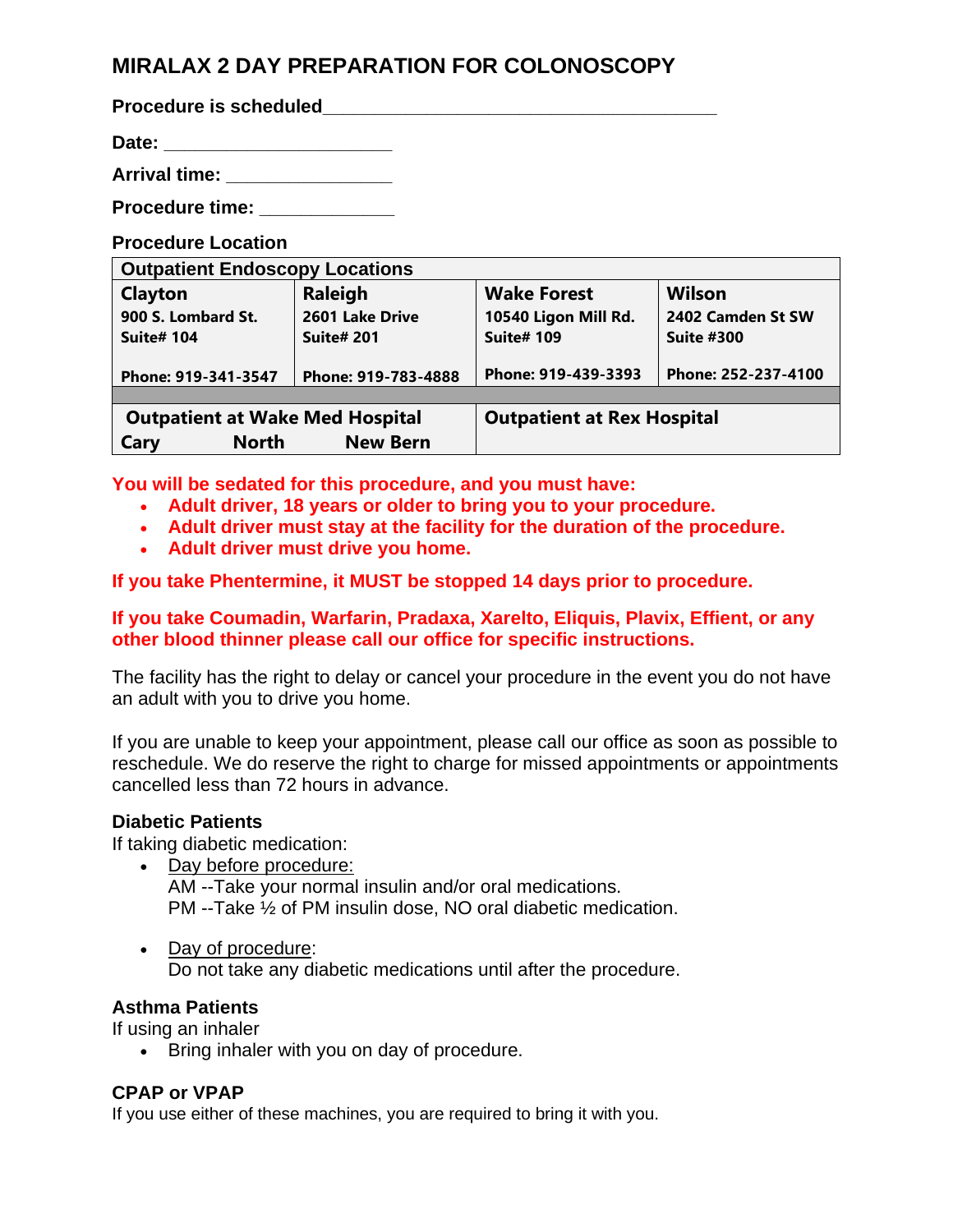# MIRALAX 2 DAY PREPARATION FOR COLONOSCOPY

**Procedure is scheduled**_______________________________________

**Date:** ______________________

**Arrival time:** ________________

**Procedure time:** _____________

**Procedure Location**

| Outpatient Endoscopy Locations | | | |
|---|---|---|---|
| **Clayton**<br>900 S. Lombard St.<br>Suite# 104<br><br>Phone: 919-341-3547 | **Raleigh**<br>2601 Lake Drive<br>Suite# 201<br><br>Phone: 919-783-4888 | **Wake Forest**<br>10540 Ligon Mill Rd.<br>Suite# 109<br><br>Phone: 919-439-3393 | **Wilson**<br>2402 Camden St SW<br>Suite #300<br><br>Phone: 252-237-4100 |
| **Outpatient at Wake Med Hospital**<br>Cary North New Bern | | **Outpatient at Rex Hospital** | |

**You will be sedated for this procedure, and you must have:**

- **Adult driver, 18 years or older to bring you to your procedure.**
- **Adult driver must stay at the facility for the duration of the procedure.**
- **Adult driver must drive you home.**

**If you take Phentermine, it MUST be stopped 14 days prior to procedure.**

**If you take Coumadin, Warfarin, Pradaxa, Xarelto, Eliquis, Plavix, Effient, or any other blood thinner please call our office for specific instructions.**

The facility has the right to delay or cancel your procedure in the event you do not have an adult with you to drive you home.

If you are unable to keep your appointment, please call our office as soon as possible to reschedule. We do reserve the right to charge for missed appointments or appointments cancelled less than 72 hours in advance.

### Diabetic Patients

If taking diabetic medication:

- Day before procedure:
  AM --Take your normal insulin and/or oral medications.
  PM --Take ½ of PM insulin dose, NO oral diabetic medication.

- Day of procedure:
  Do not take any diabetic medications until after the procedure.

### Asthma Patients

If using an inhaler

- Bring inhaler with you on day of procedure.

### CPAP or VPAP

If you use either of these machines, you are required to bring it with you.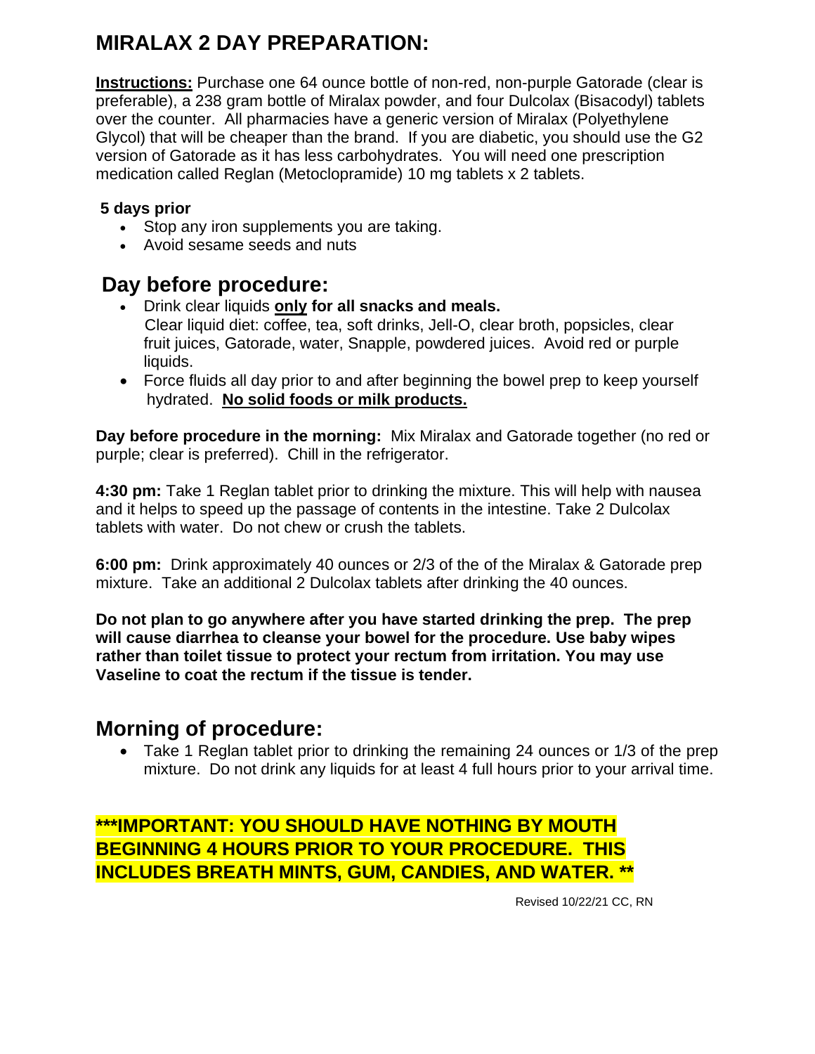# MIRALAX 2 DAY PREPARATION:

**<u>Instructions:</u>** Purchase one 64 ounce bottle of non-red, non-purple Gatorade (clear is preferable), a 238 gram bottle of Miralax powder, and four Dulcolax (Bisacodyl) tablets over the counter. All pharmacies have a generic version of Miralax (Polyethylene Glycol) that will be cheaper than the brand. If you are diabetic, you should use the G2 version of Gatorade as it has less carbohydrates. You will need one prescription medication called Reglan (Metoclopramide) 10 mg tablets x 2 tablets.

**5 days prior**

- Stop any iron supplements you are taking.
- Avoid sesame seeds and nuts

## Day before procedure:

- Drink clear liquids **<u>only</u> for all snacks and meals.**
  Clear liquid diet: coffee, tea, soft drinks, Jell-O, clear broth, popsicles, clear fruit juices, Gatorade, water, Snapple, powdered juices. Avoid red or purple liquids.
- Force fluids all day prior to and after beginning the bowel prep to keep yourself hydrated. **<u>No solid foods or milk products.</u>**

**Day before procedure in the morning:** Mix Miralax and Gatorade together (no red or purple; clear is preferred). Chill in the refrigerator.

**4:30 pm:** Take 1 Reglan tablet prior to drinking the mixture. This will help with nausea and it helps to speed up the passage of contents in the intestine. Take 2 Dulcolax tablets with water. Do not chew or crush the tablets.

**6:00 pm:** Drink approximately 40 ounces or 2/3 of the of the Miralax & Gatorade prep mixture. Take an additional 2 Dulcolax tablets after drinking the 40 ounces.

**Do not plan to go anywhere after you have started drinking the prep. The prep will cause diarrhea to cleanse your bowel for the procedure. Use baby wipes rather than toilet tissue to protect your rectum from irritation. You may use Vaseline to coat the rectum if the tissue is tender.**

## Morning of procedure:

- Take 1 Reglan tablet prior to drinking the remaining 24 ounces or 1/3 of the prep mixture. Do not drink any liquids for at least 4 full hours prior to your arrival time.

**\*\*\*IMPORTANT: YOU SHOULD HAVE NOTHING BY MOUTH BEGINNING 4 HOURS PRIOR TO YOUR PROCEDURE. THIS INCLUDES BREATH MINTS, GUM, CANDIES, AND WATER. \*\***

Revised 10/22/21 CC, RN